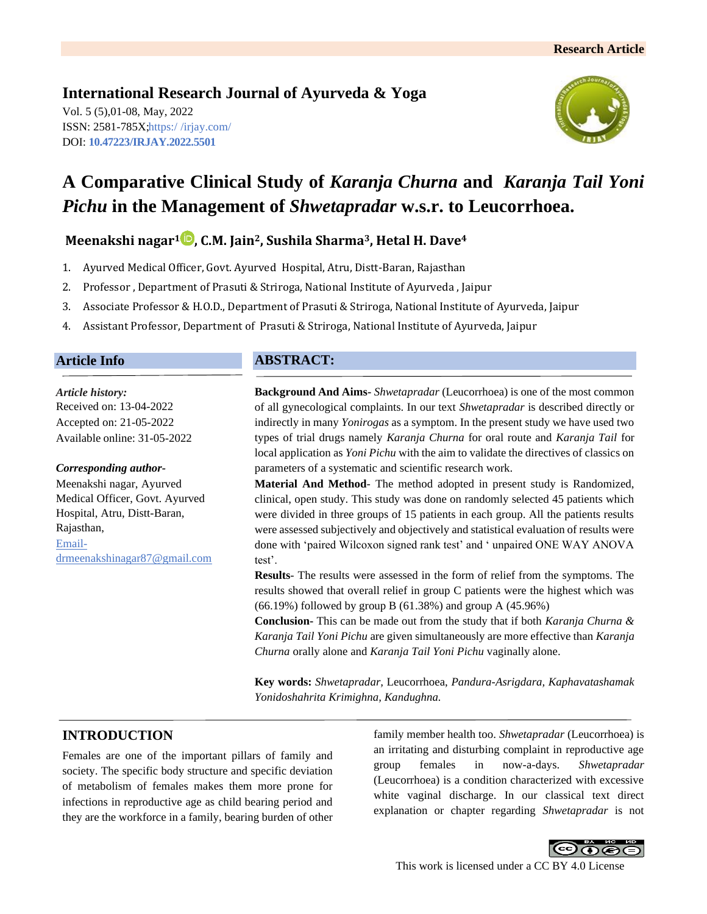Research Article

**International Research Journal of Ayurveda & Yoga**
Vol. 5 (5),01-08, May, 2022
ISSN: 2581-785X;https:/ /irjay.com/
DOI: **10.47223/IRJAY.2022.5501**

# A Comparative Clinical Study of *Karanja Churna* and *Karanja Tail Yoni Pichu* in the Management of *Shwetapradar* w.s.r. to Leucorrhoea.

**Meenakshi nagar[1], C.M. Jain[2], Sushila Sharma[3], Hetal H. Dave[4]**

1. Ayurved Medical Officer, Govt. Ayurved Hospital, Atru, Distt-Baran, Rajasthan
2. Professor , Department of Prasuti & Striroga, National Institute of Ayurveda , Jaipur
3. Associate Professor & H.O.D., Department of Prasuti & Striroga, National Institute of Ayurveda, Jaipur
4. Assistant Professor, Department of Prasuti & Striroga, National Institute of Ayurveda, Jaipur

## Article Info

*Article history:*
Received on: 13-04-2022
Accepted on: 21-05-2022
Available online: 31-05-2022

*Corresponding author-*
Meenakshi nagar, Ayurved Medical Officer, Govt. Ayurved Hospital, Atru, Distt-Baran, Rajasthan,
Email- drmeenakshinagar87@gmail.com

## ABSTRACT:

**Background And Aims-** *Shwetapradar* (Leucorrhoea) is one of the most common of all gynecological complaints. In our text *Shwetapradar* is described directly or indirectly in many *Yonirogas* as a symptom. In the present study we have used two types of trial drugs namely *Karanja Churna* for oral route and *Karanja Tail* for local application as *Yoni Pichu* with the aim to validate the directives of classics on parameters of a systematic and scientific research work.

**Material And Method**- The method adopted in present study is Randomized, clinical, open study. This study was done on randomly selected 45 patients which were divided in three groups of 15 patients in each group. All the patients results were assessed subjectively and objectively and statistical evaluation of results were done with 'paired Wilcoxon signed rank test' and ' unpaired ONE WAY ANOVA test'.

**Results**- The results were assessed in the form of relief from the symptoms. The results showed that overall relief in group C patients were the highest which was (66.19%) followed by group B (61.38%) and group A (45.96%)

**Conclusion**- This can be made out from the study that if both *Karanja Churna & Karanja Tail Yoni Pichu* are given simultaneously are more effective than *Karanja Churna* orally alone and *Karanja Tail Yoni Pichu* vaginally alone.

**Key words:** *Shwetapradar,* Leucorrhoea, *Pandura-Asrigdara, Kaphavatashamak Yonidoshahrita Krimighna, Kandughna.*

## INTRODUCTION

Females are one of the important pillars of family and society. The specific body structure and specific deviation of metabolism of females makes them more prone for infections in reproductive age as child bearing period and they are the workforce in a family, bearing burden of other family member health too. *Shwetapradar* (Leucorrhoea) is an irritating and disturbing complaint in reproductive age group females in now-a-days. *Shwetapradar* (Leucorrhoea) is a condition characterized with excessive white vaginal discharge. In our classical text direct explanation or chapter regarding *Shwetapradar* is not

This work is licensed under a CC BY 4.0 License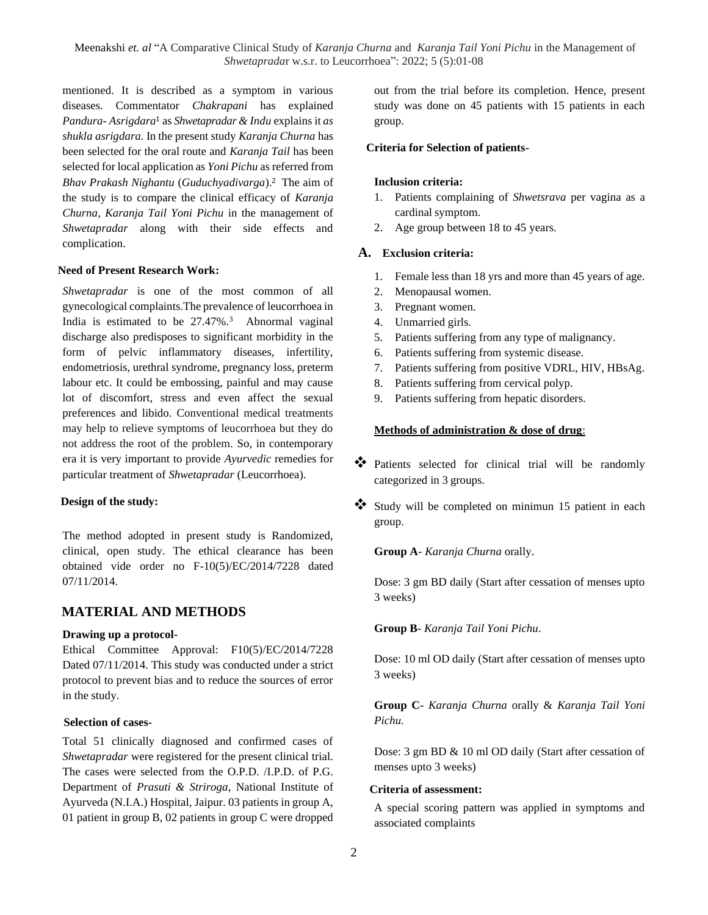mentioned. It is described as a symptom in various diseases. Commentator *Chakrapani* has explained *Pandura- Asrigdara*[1] as *Shwetapradar & Indu* explains it *as shukla asrigdara.* In the present study *Karanja Churna* has been selected for the oral route and *Karanja Tail* has been selected for local application as *Yoni Pichu* as referred from *Bhav Prakash Nighantu* (*Guduchyadivarga*).[2] The aim of the study is to compare the clinical efficacy of *Karanja Churna*, *Karanja Tail Yoni Pichu* in the management of *Shwetapradar* along with their side effects and complication.

**Need of Present Research Work:**

*Shwetapradar* is one of the most common of all gynecological complaints.The prevalence of leucorrhoea in India is estimated to be 27.47%.[3] Abnormal vaginal discharge also predisposes to significant morbidity in the form of pelvic inflammatory diseases, infertility, endometriosis, urethral syndrome, pregnancy loss, preterm labour etc. It could be embossing, painful and may cause lot of discomfort, stress and even affect the sexual preferences and libido. Conventional medical treatments may help to relieve symptoms of leucorrhoea but they do not address the root of the problem. So, in contemporary era it is very important to provide *Ayurvedic* remedies for particular treatment of *Shwetapradar* (Leucorrhoea).

**Design of the study:**

The method adopted in present study is Randomized, clinical, open study. The ethical clearance has been obtained vide order no F-10(5)/EC/2014/7228 dated 07/11/2014.

## MATERIAL AND METHODS

**Drawing up a protocol-**

Ethical Committee Approval: F10(5)/EC/2014/7228 Dated 07/11/2014. This study was conducted under a strict protocol to prevent bias and to reduce the sources of error in the study.

**Selection of cases-**

Total 51 clinically diagnosed and confirmed cases of *Shwetapradar* were registered for the present clinical trial. The cases were selected from the O.P.D. /I.P.D. of P.G. Department of *Prasuti & Striroga*, National Institute of Ayurveda (N.I.A.) Hospital, Jaipur. 03 patients in group A, 01 patient in group B, 02 patients in group C were dropped out from the trial before its completion. Hence, present study was done on 45 patients with 15 patients in each group.

**Criteria for Selection of patients-**

**Inclusion criteria:**

1. Patients complaining of *Shwetsrava* per vagina as a cardinal symptom.
2. Age group between 18 to 45 years.

**A. Exclusion criteria:**

1. Female less than 18 yrs and more than 45 years of age.
2. Menopausal women.
3. Pregnant women.
4. Unmarried girls.
5. Patients suffering from any type of malignancy.
6. Patients suffering from systemic disease.
7. Patients suffering from positive VDRL, HIV, HBsAg.
8. Patients suffering from cervical polyp.
9. Patients suffering from hepatic disorders.

**<u>Methods of administration & dose of drug</u>**:

- Patients selected for clinical trial will be randomly categorized in 3 groups.
- Study will be completed on minimun 15 patient in each group.

**Group A**- *Karanja Churna* orally.

Dose: 3 gm BD daily (Start after cessation of menses upto 3 weeks)

**Group B**- *Karanja Tail Yoni Pichu*.

Dose: 10 ml OD daily (Start after cessation of menses upto 3 weeks)

**Group C-** *Karanja Churna* orally & *Karanja Tail Yoni Pichu.*

Dose: 3 gm BD & 10 ml OD daily (Start after cessation of menses upto 3 weeks)

**Criteria of assessment:**

A special scoring pattern was applied in symptoms and associated complaints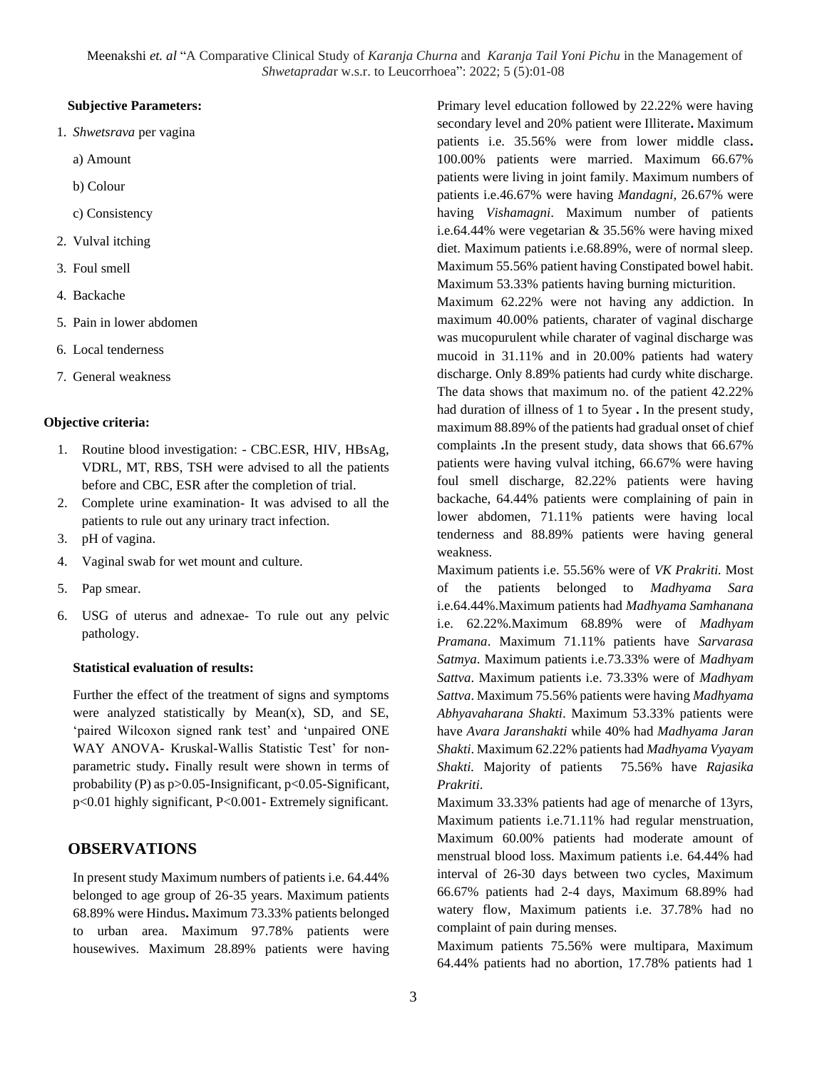**Subjective Parameters:**

1. *Shwetsrava* per vagina
   a) Amount
   b) Colour
   c) Consistency
2. Vulval itching
3. Foul smell
4. Backache
5. Pain in lower abdomen
6. Local tenderness
7. General weakness

**Objective criteria:**

1. Routine blood investigation: - CBC.ESR, HIV, HBsAg, VDRL, MT, RBS, TSH were advised to all the patients before and CBC, ESR after the completion of trial.
2. Complete urine examination- It was advised to all the patients to rule out any urinary tract infection.
3. pH of vagina.
4. Vaginal swab for wet mount and culture.
5. Pap smear.
6. USG of uterus and adnexae- To rule out any pelvic pathology.

**Statistical evaluation of results:**

Further the effect of the treatment of signs and symptoms were analyzed statistically by Mean(x), SD, and SE, 'paired Wilcoxon signed rank test' and 'unpaired ONE WAY ANOVA- Kruskal-Wallis Statistic Test' for non-parametric study**.** Finally result were shown in terms of probability (P) as p>0.05-Insignificant, p<0.05-Significant, p<0.01 highly significant, P<0.001- Extremely significant.

## OBSERVATIONS

In present study Maximum numbers of patients i.e. 64.44% belonged to age group of 26-35 years. Maximum patients 68.89% were Hindus**.** Maximum 73.33% patients belonged to urban area. Maximum 97.78% patients were housewives. Maximum 28.89% patients were having Primary level education followed by 22.22% were having secondary level and 20% patient were Illiterate**.** Maximum patients i.e. 35.56% were from lower middle class**.** 100.00% patients were married. Maximum 66.67% patients were living in joint family. Maximum numbers of patients i.e.46.67% were having *Mandagni*, 26.67% were having *Vishamagni*. Maximum number of patients i.e.64.44% were vegetarian & 35.56% were having mixed diet. Maximum patients i.e.68.89%, were of normal sleep. Maximum 55.56% patient having Constipated bowel habit. Maximum 53.33% patients having burning micturition.

Maximum 62.22% were not having any addiction. In maximum 40.00% patients, charater of vaginal discharge was mucopurulent while charater of vaginal discharge was mucoid in 31.11% and in 20.00% patients had watery discharge. Only 8.89% patients had curdy white discharge. The data shows that maximum no. of the patient 42.22% had duration of illness of 1 to 5year **.** In the present study, maximum 88.89% of the patients had gradual onset of chief complaints **.**In the present study, data shows that 66.67% patients were having vulval itching, 66.67% were having foul smell discharge, 82.22% patients were having backache, 64.44% patients were complaining of pain in lower abdomen, 71.11% patients were having local tenderness and 88.89% patients were having general weakness.

Maximum patients i.e. 55.56% were of *VK Prakriti.* Most of the patients belonged to *Madhyama Sara* i.e.64.44%.Maximum patients had *Madhyama Samhanana* i.e. 62.22%.Maximum 68.89% were of *Madhyam Pramana*. Maximum 71.11% patients have *Sarvarasa Satmya*. Maximum patients i.e.73.33% were of *Madhyam Sattva*. Maximum patients i.e. 73.33% were of *Madhyam Sattva*. Maximum 75.56% patients were having *Madhyama Abhyavaharana Shakti*. Maximum 53.33% patients were have *Avara Jaranshakti* while 40% had *Madhyama Jaran Shakti*. Maximum 62.22% patients had *Madhyama Vyayam Shakti.* Majority of patients 75.56% have *Rajasika Prakriti*.

Maximum 33.33% patients had age of menarche of 13yrs, Maximum patients i.e.71.11% had regular menstruation, Maximum 60.00% patients had moderate amount of menstrual blood loss. Maximum patients i.e. 64.44% had interval of 26-30 days between two cycles, Maximum 66.67% patients had 2-4 days, Maximum 68.89% had watery flow, Maximum patients i.e. 37.78% had no complaint of pain during menses.

Maximum patients 75.56% were multipara, Maximum 64.44% patients had no abortion, 17.78% patients had 1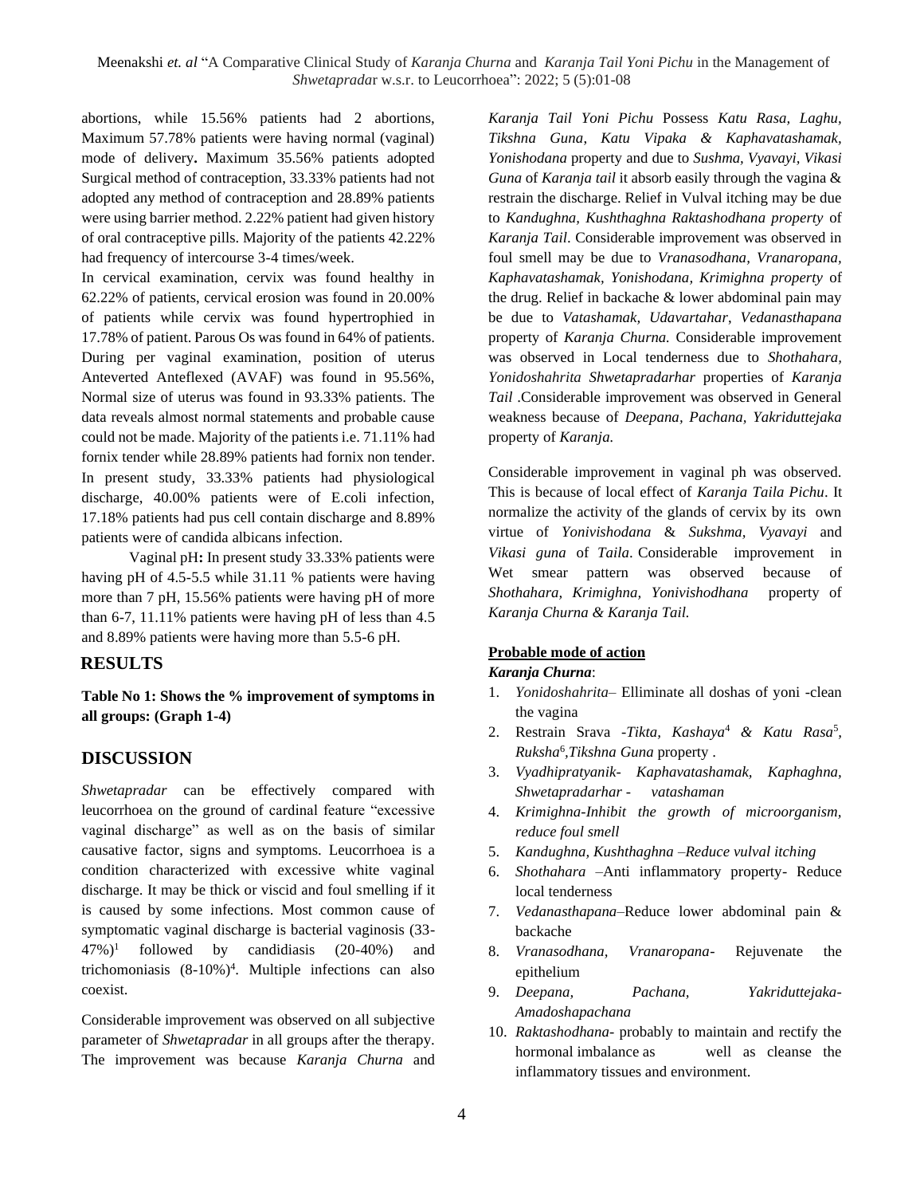abortions, while 15.56% patients had 2 abortions, Maximum 57.78% patients were having normal (vaginal) mode of delivery**.** Maximum 35.56% patients adopted Surgical method of contraception, 33.33% patients had not adopted any method of contraception and 28.89% patients were using barrier method. 2.22% patient had given history of oral contraceptive pills. Majority of the patients 42.22% had frequency of intercourse 3-4 times/week.

In cervical examination, cervix was found healthy in 62.22% of patients, cervical erosion was found in 20.00% of patients while cervix was found hypertrophied in 17.78% of patient. Parous Os was found in 64% of patients. During per vaginal examination, position of uterus Anteverted Anteflexed (AVAF) was found in 95.56%, Normal size of uterus was found in 93.33% patients. The data reveals almost normal statements and probable cause could not be made. Majority of the patients i.e. 71.11% had fornix tender while 28.89% patients had fornix non tender. In present study, 33.33% patients had physiological discharge, 40.00% patients were of E.coli infection, 17.18% patients had pus cell contain discharge and 8.89% patients were of candida albicans infection.

Vaginal pH**:** In present study 33.33% patients were having pH of 4.5-5.5 while 31.11 % patients were having more than 7 pH, 15.56% patients were having pH of more than 6-7, 11.11% patients were having pH of less than 4.5 and 8.89% patients were having more than 5.5-6 pH.

## RESULTS

**Table No 1: Shows the % improvement of symptoms in all groups: (Graph 1-4)**

## DISCUSSION

*Shwetapradar* can be effectively compared with leucorrhoea on the ground of cardinal feature "excessive vaginal discharge" as well as on the basis of similar causative factor, signs and symptoms. Leucorrhoea is a condition characterized with excessive white vaginal discharge. It may be thick or viscid and foul smelling if it is caused by some infections. Most common cause of symptomatic vaginal discharge is bacterial vaginosis (33-47%)[1] followed by candidiasis (20-40%) and trichomoniasis (8-10%)[4]. Multiple infections can also coexist.

Considerable improvement was observed on all subjective parameter of *Shwetapradar* in all groups after the therapy. The improvement was because *Karanja Churna* and *Karanja Tail Yoni Pichu* Possess *Katu Rasa, Laghu, Tikshna Guna, Katu Vipaka & Kaphavatashamak, Yonishodana* property and due to *Sushma, Vyavayi, Vikasi Guna* of *Karanja tail* it absorb easily through the vagina & restrain the discharge. Relief in Vulval itching may be due to *Kandughna, Kushthaghna Raktashodhana property* of *Karanja Tail*. Considerable improvement was observed in foul smell may be due to *Vranasodhana, Vranaropana, Kaphavatashamak, Yonishodana, Krimighna property* of the drug. Relief in backache & lower abdominal pain may be due to *Vatashamak, Udavartahar, Vedanasthapana* property of *Karanja Churna.* Considerable improvement was observed in Local tenderness due to *Shothahara, Yonidoshahrita Shwetapradarhar* properties of *Karanja Tail* .Considerable improvement was observed in General weakness because of *Deepana, Pachana, Yakriduttejaka* property of *Karanja.*

Considerable improvement in vaginal ph was observed. This is because of local effect of *Karanja Taila Pichu*. It normalize the activity of the glands of cervix by its own virtue of *Yonivishodana* & *Sukshma, Vyavayi* and *Vikasi guna* of *Taila*. Considerable improvement in Wet smear pattern was observed because of *Shothahara, Krimighna, Yonivishodhana* property of *Karanja Churna & Karanja Tail.*

**Probable mode of action**

***Karanja Churna***:

1. *Yonidoshahrita*– Elliminate all doshas of yoni -clean the vagina
2. Restrain Srava -*Tikta, Kashaya*[4] *& Katu Rasa*[5], *Ruksha*[6],*Tikshna Guna* property .
3. *Vyadhipratyanik- Kaphavatashamak, Kaphaghna, Shwetapradarhar - vatashaman*
4. *Krimighna-Inhibit the growth of microorganism, reduce foul smell*
5. *Kandughna, Kushthaghna –Reduce vulval itching*
6. *Shothahara* –Anti inflammatory property- Reduce local tenderness
7. *Vedanasthapana*–Reduce lower abdominal pain & backache
8. *Vranasodhana, Vranaropana*- Rejuvenate the epithelium
9. *Deepana, Pachana, Yakriduttejaka-Amadoshapachana*
10. *Raktashodhana*- probably to maintain and rectify the hormonal imbalance as well as cleanse the inflammatory tissues and environment.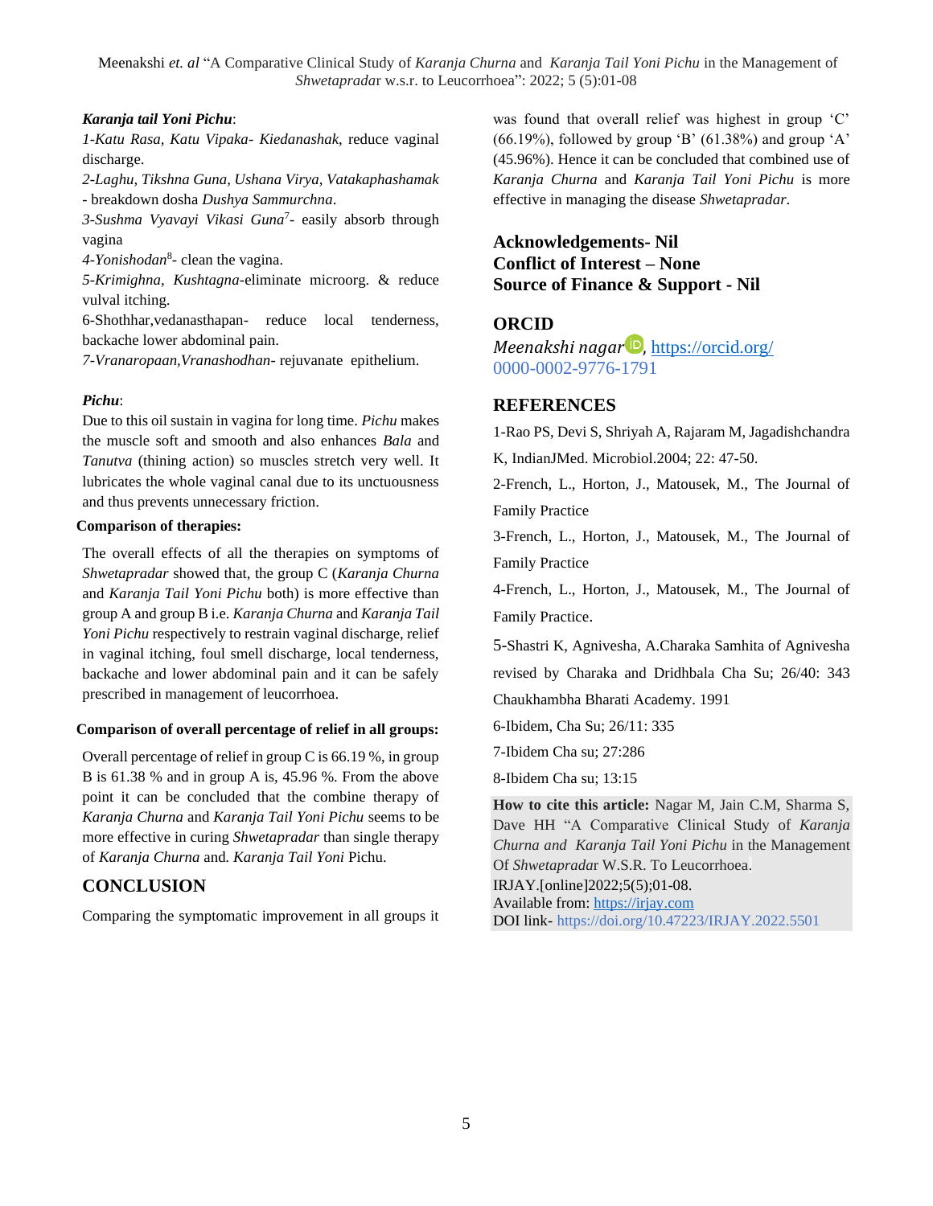***Karanja tail Yoni Pichu***:

*1-Katu Rasa, Katu Vipaka- Kiedanashak*, reduce vaginal discharge.

*2-Laghu, Tikshna Guna, Ushana Virya, Vatakaphashamak* - breakdown dosha *Dushya Sammurchna*.

*3-Sushma Vyavayi Vikasi Guna*[7]- easily absorb through vagina

*4-Yonishodan*[8]- clean the vagina.

*5-Krimighna, Kushtagna*-eliminate microorg. & reduce vulval itching.

6-Shothhar,vedanasthapan- reduce local tenderness, backache lower abdominal pain.

*7-Vranaropaan,Vranashodhan*- rejuvanate epithelium.

***Pichu***:

Due to this oil sustain in vagina for long time. *Pichu* makes the muscle soft and smooth and also enhances *Bala* and *Tanutva* (thining action) so muscles stretch very well. It lubricates the whole vaginal canal due to its unctuousness and thus prevents unnecessary friction.

**Comparison of therapies:**

The overall effects of all the therapies on symptoms of *Shwetapradar* showed that, the group C (*Karanja Churna* and *Karanja Tail Yoni Pichu* both) is more effective than group A and group B i.e. *Karanja Churna* and *Karanja Tail Yoni Pichu* respectively to restrain vaginal discharge, relief in vaginal itching, foul smell discharge, local tenderness, backache and lower abdominal pain and it can be safely prescribed in management of leucorrhoea.

**Comparison of overall percentage of relief in all groups:**

Overall percentage of relief in group C is 66.19 %, in group B is 61.38 % and in group A is, 45.96 %. From the above point it can be concluded that the combine therapy of *Karanja Churna* and *Karanja Tail Yoni Pichu* seems to be more effective in curing *Shwetapradar* than single therapy of *Karanja Churna* and. *Karanja Tail Yoni* Pichu.

## CONCLUSION

Comparing the symptomatic improvement in all groups it was found that overall relief was highest in group 'C' (66.19%), followed by group 'B' (61.38%) and group 'A' (45.96%). Hence it can be concluded that combined use of *Karanja Churna* and *Karanja Tail Yoni Pichu* is more effective in managing the disease *Shwetapradar*.

**Acknowledgements- Nil**
**Conflict of Interest – None**
**Source of Finance & Support - Nil**

## ORCID

*Meenakshi nagar*, https://orcid.org/0000-0002-9776-1791

## REFERENCES

1-Rao PS, Devi S, Shriyah A, Rajaram M, Jagadishchandra K, IndianJMed. Microbiol.2004; 22: 47-50.

2-French, L., Horton, J., Matousek, M., The Journal of Family Practice

3-French, L., Horton, J., Matousek, M., The Journal of Family Practice

4-French, L., Horton, J., Matousek, M., The Journal of Family Practice.

5-Shastri K, Agnivesha, A.Charaka Samhita of Agnivesha revised by Charaka and Dridhbala Cha Su; 26/40: 343 Chaukhambha Bharati Academy. 1991

6-Ibidem, Cha Su; 26/11: 335

7-Ibidem Cha su; 27:286

8-Ibidem Cha su; 13:15

**How to cite this article:** Nagar M, Jain C.M, Sharma S, Dave HH "A Comparative Clinical Study of *Karanja Churna and Karanja Tail Yoni Pichu* in the Management Of *Shwetapradar* W.S.R. To Leucorrhoea.
IRJAY.[online]2022;5(5);01-08.
Available from: https://irjay.com
DOI link- https://doi.org/10.47223/IRJAY.2022.5501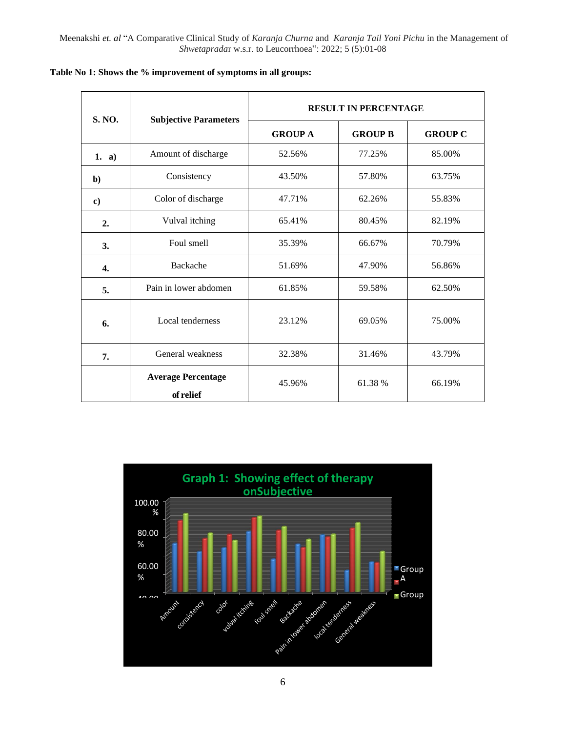**Table No 1: Shows the % improvement of symptoms in all groups:**

| S. NO. | Subjective Parameters | RESULT IN PERCENTAGE | | |
|---|---|---|---|---|
| | | GROUP A | GROUP B | GROUP C |
| 1. a) | Amount of discharge | 52.56% | 77.25% | 85.00% |
| b) | Consistency | 43.50% | 57.80% | 63.75% |
| c) | Color of discharge | 47.71% | 62.26% | 55.83% |
| 2. | Vulval itching | 65.41% | 80.45% | 82.19% |
| 3. | Foul smell | 35.39% | 66.67% | 70.79% |
| 4. | Backache | 51.69% | 47.90% | 56.86% |
| 5. | Pain in lower abdomen | 61.85% | 59.58% | 62.50% |
| 6. | Local tenderness | 23.12% | 69.05% | 75.00% |
| 7. | General weakness | 32.38% | 31.46% | 43.79% |
| | **Average Percentage of relief** | 45.96% | 61.38 % | 66.19% |

Graph 1: Showing effect of therapy onSubjective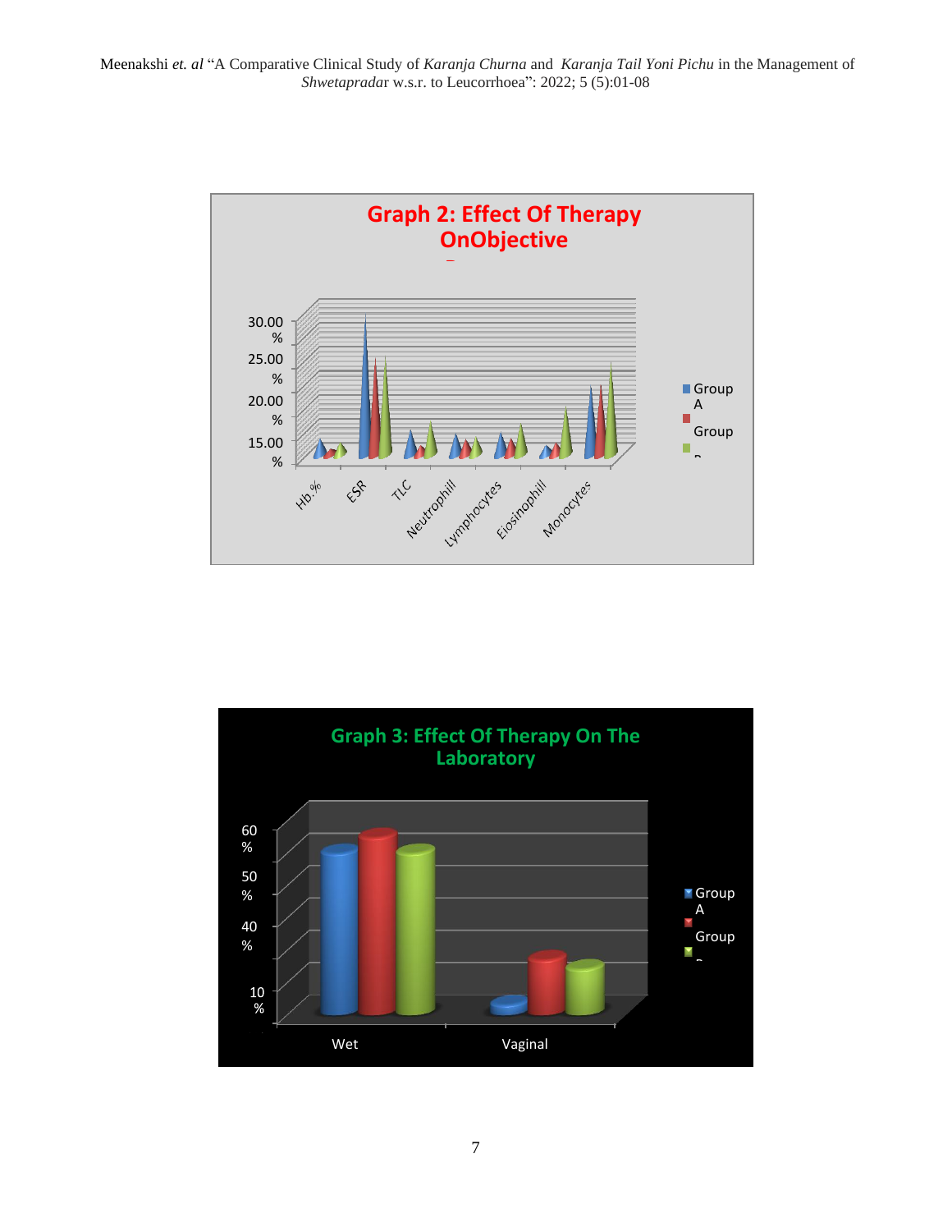**Graph 2: Effect Of Therapy OnObjective**

**Graph 3: Effect Of Therapy On The Laboratory**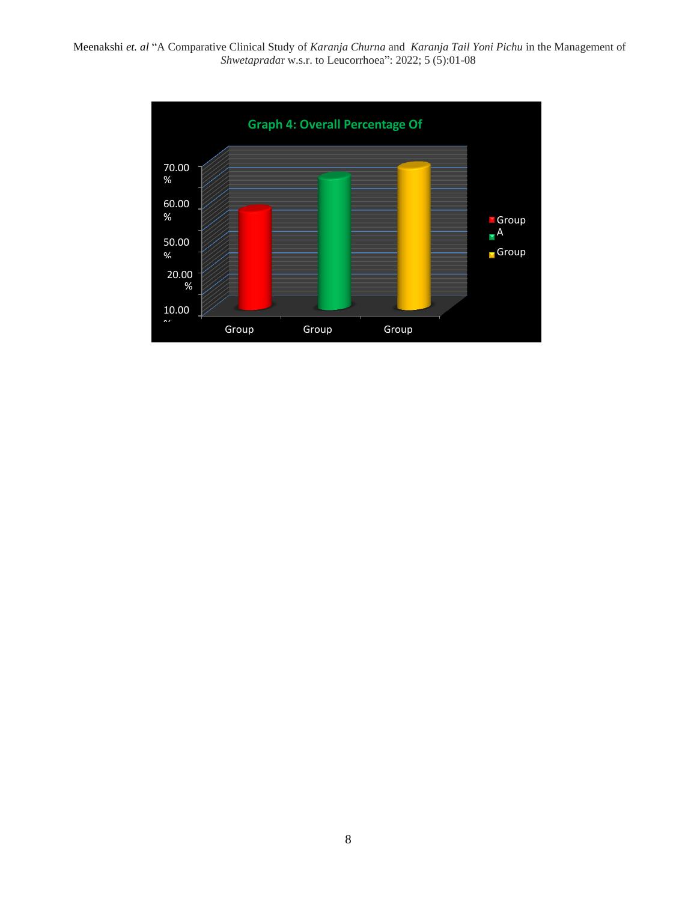Graph 4: Overall Percentage Of

70.00 %

60.00 %

50.00 %

20.00 %

10.00 %

Group

Group

Group

Group A

Group